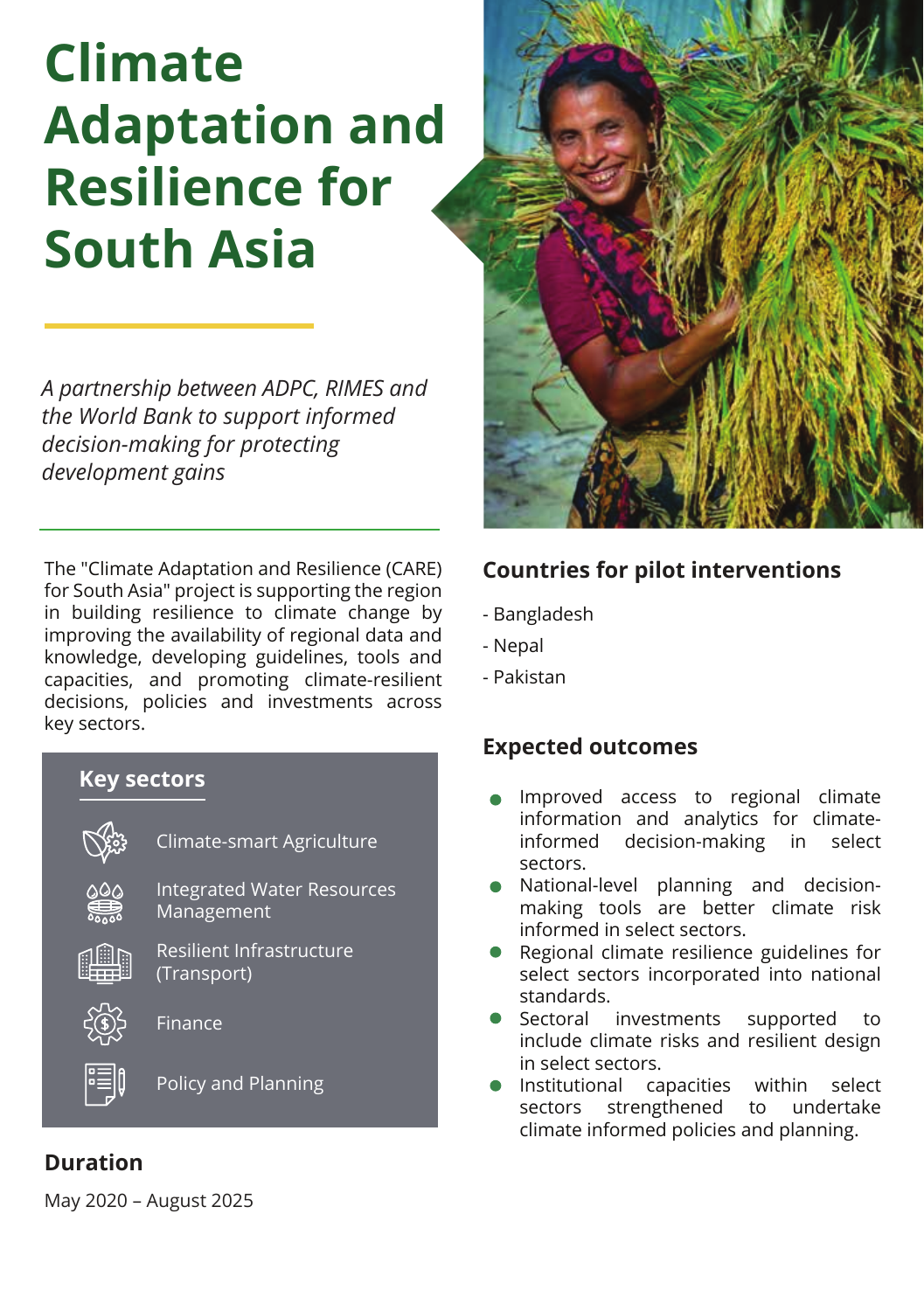# Climate Adaptation and Resilience for South Asia

*A partnership between ADPC, RIMES and the World Bank to support informed decision-making for protecting development gains*

The "Climate Adaptation and Resilience (CARE) for South Asia" project is supporting the region in building resilience to climate change by improving the availability of regional data and knowledge, developing guidelines, tools and capacities, and promoting climate-resilient decisions, policies and investments across key sectors.

## Key sectors

- Climate-smart Agriculture
- Integrated Water Resources Management
- Resilient Infrastructure (Transport)
- Finance
- Policy and Planning

## Duration

May 2020 – August 2025

## Countries for pilot interventions

- Bangladesh
- Nepal
- Pakistan

## Expected outcomes

- Improved access to regional climate information and analytics for climate-informed decision-making in select sectors.
- National-level planning and decision-making tools are better climate risk informed in select sectors.
- Regional climate resilience guidelines for select sectors incorporated into national standards.
- Sectoral investments supported to include climate risks and resilient design in select sectors.
- Institutional capacities within select sectors strengthened to undertake climate informed policies and planning.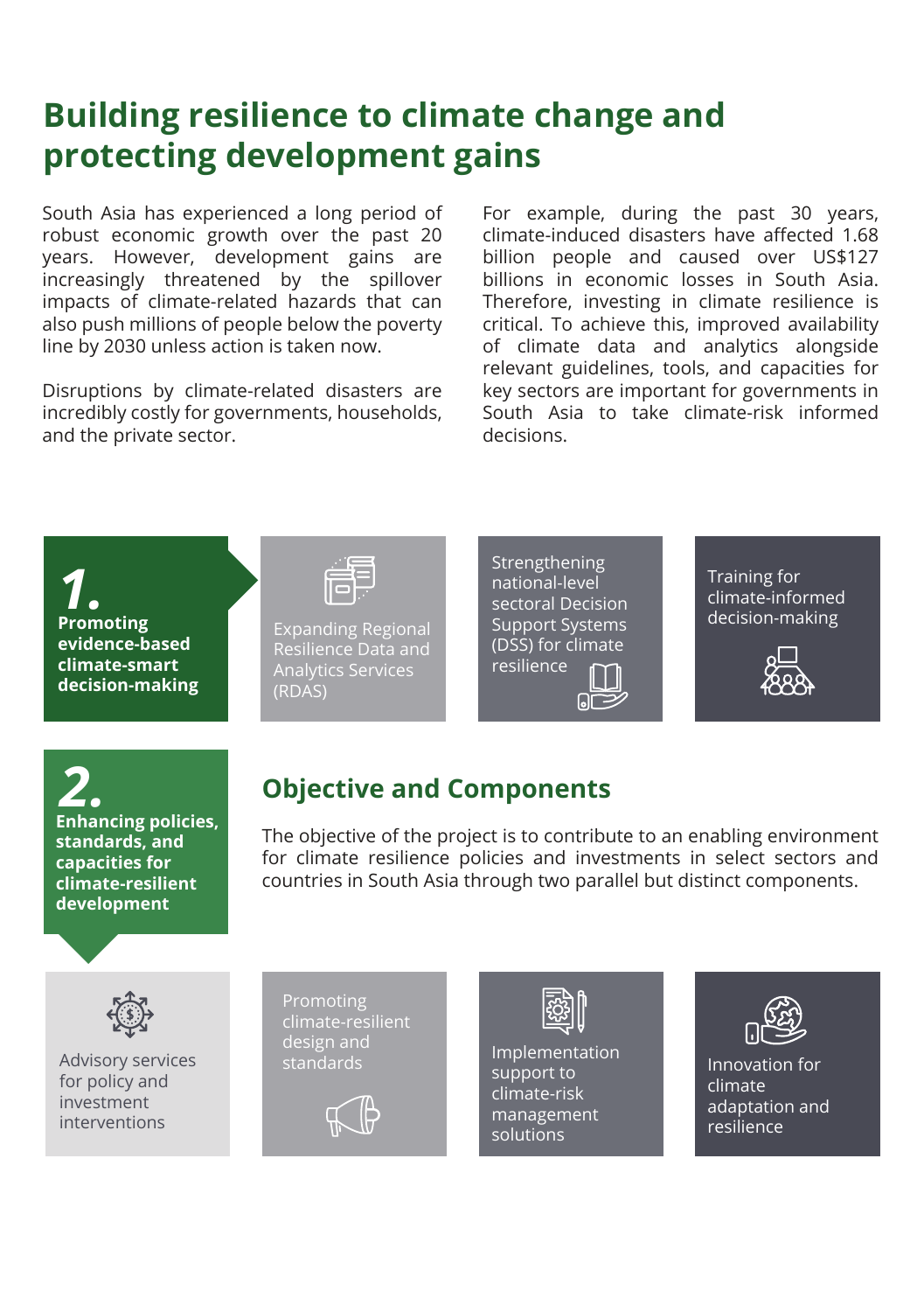# Building resilience to climate change and protecting development gains

South Asia has experienced a long period of robust economic growth over the past 20 years. However, development gains are increasingly threatened by the spillover impacts of climate-related hazards that can also push millions of people below the poverty line by 2030 unless action is taken now.

Disruptions by climate-related disasters are incredibly costly for governments, households, and the private sector.

For example, during the past 30 years, climate-induced disasters have affected 1.68 billion people and caused over US$127 billions in economic losses in South Asia. Therefore, investing in climate resilience is critical. To achieve this, improved availability of climate data and analytics alongside relevant guidelines, tools, and capacities for key sectors are important for governments in South Asia to take climate-risk informed decisions.

**1. Promoting evidence-based climate-smart decision-making**

- Expanding Regional Resilience Data and Analytics Services (RDAS)
- Strengthening national-level sectoral Decision Support Systems (DSS) for climate resilience
- Training for climate-informed decision-making

**2. Enhancing policies, standards, and capacities for climate-resilient development**

## Objective and Components

The objective of the project is to contribute to an enabling environment for climate resilience policies and investments in select sectors and countries in South Asia through two parallel but distinct components.

- Advisory services for policy and investment interventions
- Promoting climate-resilient design and standards
- Implementation support to climate-risk management solutions
- Innovation for climate adaptation and resilience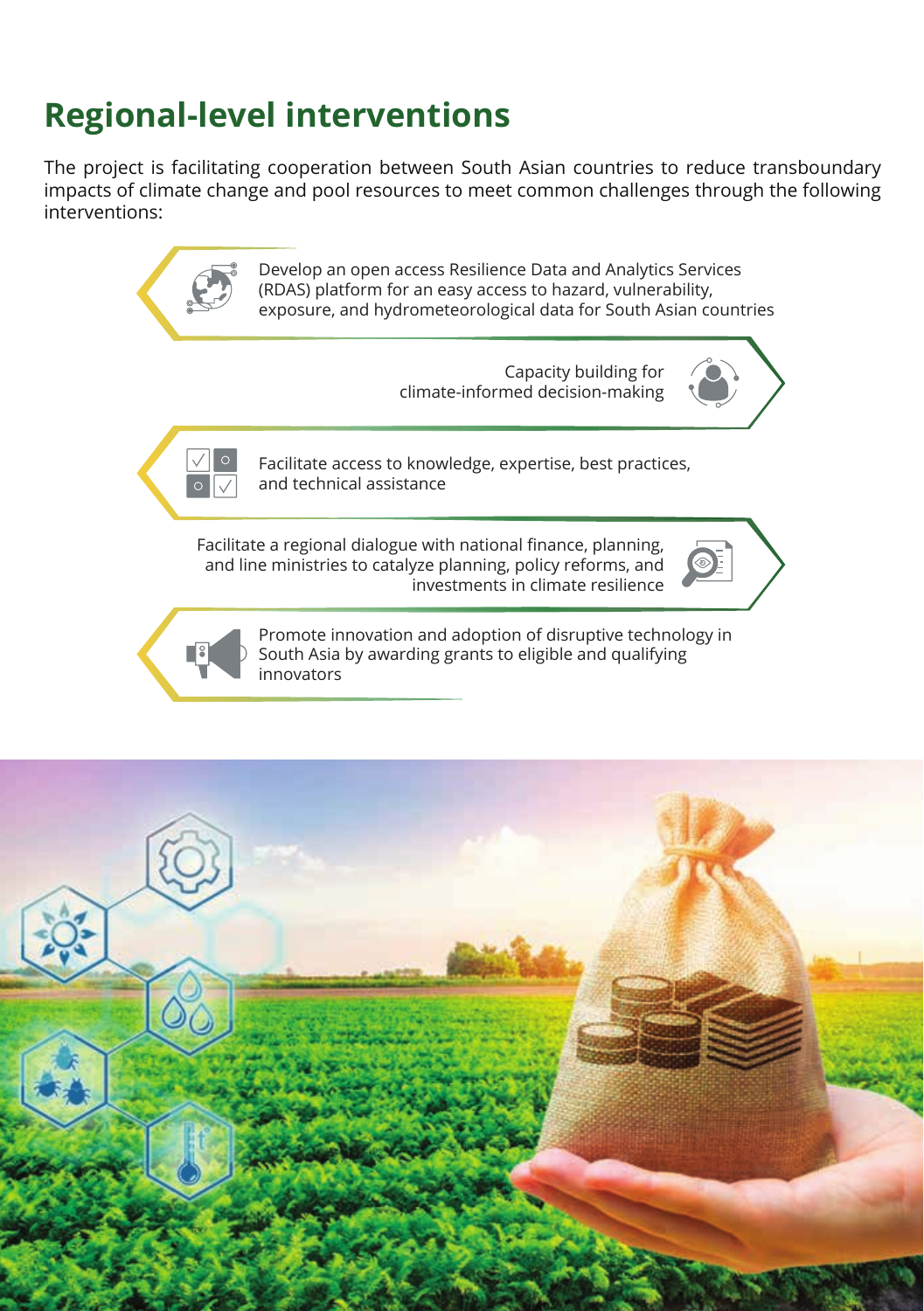# Regional-level interventions

The project is facilitating cooperation between South Asian countries to reduce transboundary impacts of climate change and pool resources to meet common challenges through the following interventions:

- Develop an open access Resilience Data and Analytics Services (RDAS) platform for an easy access to hazard, vulnerability, exposure, and hydrometeorological data for South Asian countries
- Capacity building for climate-informed decision-making
- Facilitate access to knowledge, expertise, best practices, and technical assistance
- Facilitate a regional dialogue with national finance, planning, and line ministries to catalyze planning, policy reforms, and investments in climate resilience
- Promote innovation and adoption of disruptive technology in South Asia by awarding grants to eligible and qualifying innovators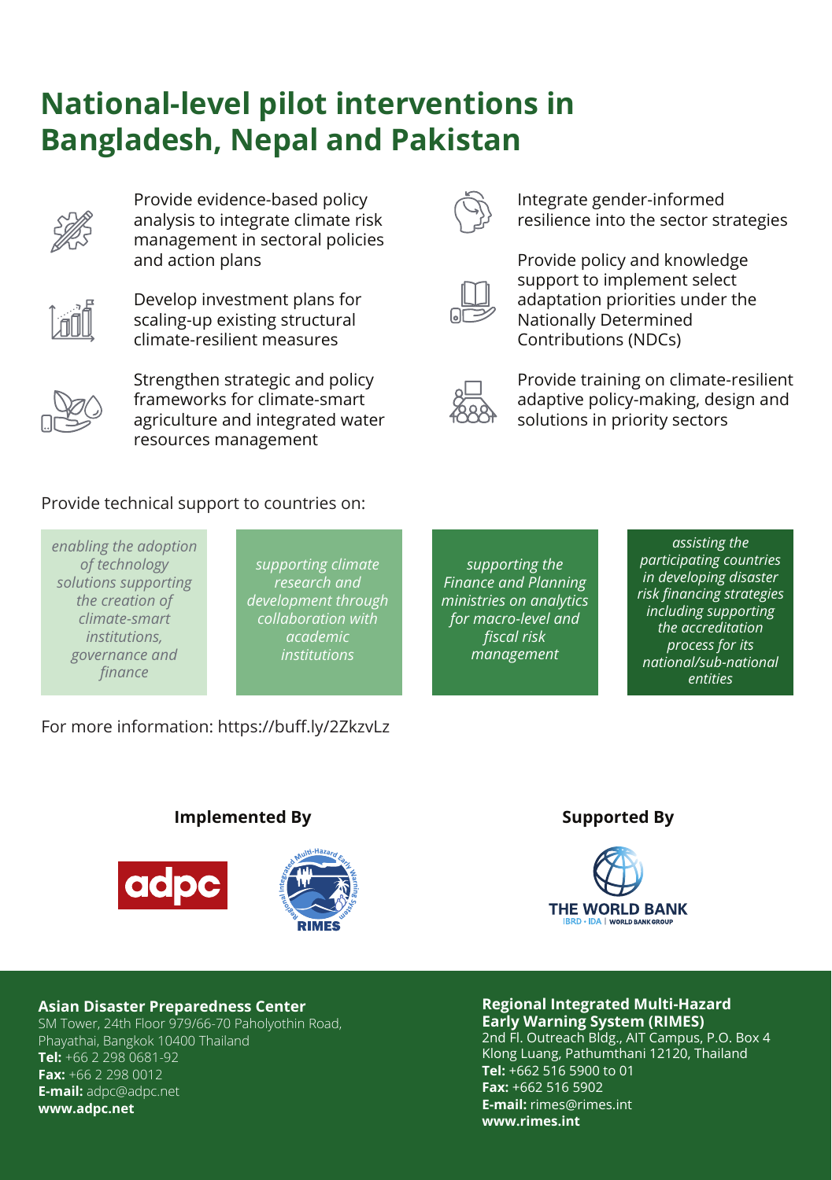# National-level pilot interventions in Bangladesh, Nepal and Pakistan

- Provide evidence-based policy analysis to integrate climate risk management in sectoral policies and action plans
- Develop investment plans for scaling-up existing structural climate-resilient measures
- Strengthen strategic and policy frameworks for climate-smart agriculture and integrated water resources management
- Integrate gender-informed resilience into the sector strategies
- Provide policy and knowledge support to implement select adaptation priorities under the Nationally Determined Contributions (NDCs)
- Provide training on climate-resilient adaptive policy-making, design and solutions in priority sectors

Provide technical support to countries on:

- *enabling the adoption of technology solutions supporting the creation of climate-smart institutions, governance and finance*
- *supporting climate research and development through collaboration with academic institutions*
- *supporting the Finance and Planning ministries on analytics for macro-level and fiscal risk management*
- *assisting the participating countries in developing disaster risk financing strategies including supporting the accreditation process for its national/sub-national entities*

For more information: https://buff.ly/2ZkzvLz

**Implemented By**

adpc

RIMES

**Supported By**

THE WORLD BANK
IBRD • IDA | WORLD BANK GROUP

**Asian Disaster Preparedness Center**
SM Tower, 24th Floor 979/66-70 Paholyothin Road,
Phayathai, Bangkok 10400 Thailand
**Tel:** +66 2 298 0681-92
**Fax:** +66 2 298 0012
**E-mail:** adpc@adpc.net
**www.adpc.net**

**Regional Integrated Multi-Hazard Early Warning System (RIMES)**
2nd Fl. Outreach Bldg., AIT Campus, P.O. Box 4
Klong Luang, Pathumthani 12120, Thailand
**Tel:** +662 516 5900 to 01
**Fax:** +662 516 5902
**E-mail:** rimes@rimes.int
**www.rimes.int**